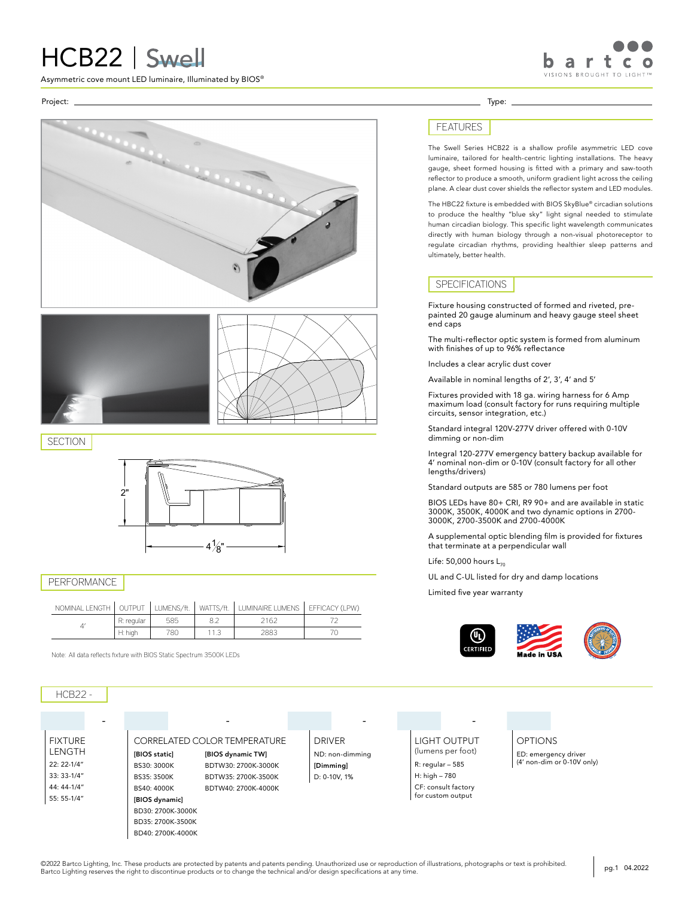# HCB22 | Swell

Asymmetric cove mount LED luminaire, Illuminated by BIOS®

bartco — VISIONS BROUGHT TO LIGHT™

Project: ______________________ Type: ______________________

## SECTION

2"

4 1/8"

## PERFORMANCE

| NOMINAL LENGTH | OUTPUT | LUMENS/ft. | WATTS/ft. | LUMINAIRE LUMENS | EFFICACY (LPW) |
|---|---|---|---|---|---|
| 4' | R: regular | 585 | 8.2 | 2162 | 72 |
| | H: high | 780 | 11.3 | 2883 | 70 |

Note: All data reflects fixture with BIOS Static Spectrum 3500K LEDs

## FEATURES

The Swell Series HCB22 is a shallow profile asymmetric LED cove luminaire, tailored for health-centric lighting installations. The heavy gauge, sheet formed housing is fitted with a primary and saw-tooth reflector to produce a smooth, uniform gradient light across the ceiling plane. A clear dust cover shields the reflector system and LED modules.

The HBC22 fixture is embedded with BIOS SkyBlue® circadian solutions to produce the healthy "blue sky" light signal needed to stimulate human circadian biology. This specific light wavelength communicates directly with human biology through a non-visual photoreceptor to regulate circadian rhythms, providing healthier sleep patterns and ultimately, better health.

## SPECIFICATIONS

Fixture housing constructed of formed and riveted, pre-painted 20 gauge aluminum and heavy gauge steel sheet end caps

The multi-reflector optic system is formed from aluminum with finishes of up to 96% reflectance

Includes a clear acrylic dust cover

Available in nominal lengths of 2', 3', 4' and 5'

Fixtures provided with 18 ga. wiring harness for 6 Amp maximum load (consult factory for runs requiring multiple circuits, sensor integration, etc.)

Standard integral 120V-277V driver offered with 0-10V dimming or non-dim

Integral 120-277V emergency battery backup available for 4' nominal non-dim or 0-10V (consult factory for all other lengths/drivers)

Standard outputs are 585 or 780 lumens per foot

BIOS LEDs have 80+ CRI, R9 90+ and are available in static 3000K, 3500K, 4000K and two dynamic options in 2700-3000K, 2700-3500K and 2700-4000K

A supplemental optic blending film is provided for fixtures that terminate at a perpendicular wall

Life: 50,000 hours $L_{70}$

UL and C-UL listed for dry and damp locations

Limited five year warranty

UL CERTIFIED — Made in USA

## HCB22 - ___ - ___ - ___ - ___ ___

**FIXTURE LENGTH**
- 22: 22-1/4"
- 33: 33-1/4"
- 44: 44-1/4"
- 55: 55-1/4"

**CORRELATED COLOR TEMPERATURE**

**[BIOS static]**
- BS30: 3000K
- BS35: 3500K
- BS40: 4000K

**[BIOS dynamic]**
- BD30: 2700K-3000K
- BD35: 2700K-3500K
- BD40: 2700K-4000K

**[BIOS dynamic TW]**
- BDTW30: 2700K-3000K
- BDTW35: 2700K-3500K
- BDTW40: 2700K-4000K

**DRIVER**
- ND: non-dimming

**[Dimming]**
- D: 0-10V, 1%

**LIGHT OUTPUT** (lumens per foot)
- R: regular – 585
- H: high – 780
- CF: consult factory for custom output

**OPTIONS**
- ED: emergency driver (4' non-dim or 0-10V only)

©2022 Bartco Lighting, Inc. These products are protected by patents and patents pending. Unauthorized use or reproduction of illustrations, photographs or text is prohibited. Bartco Lighting reserves the right to discontinue products or to change the technical and/or design specifications at any time.

04.2022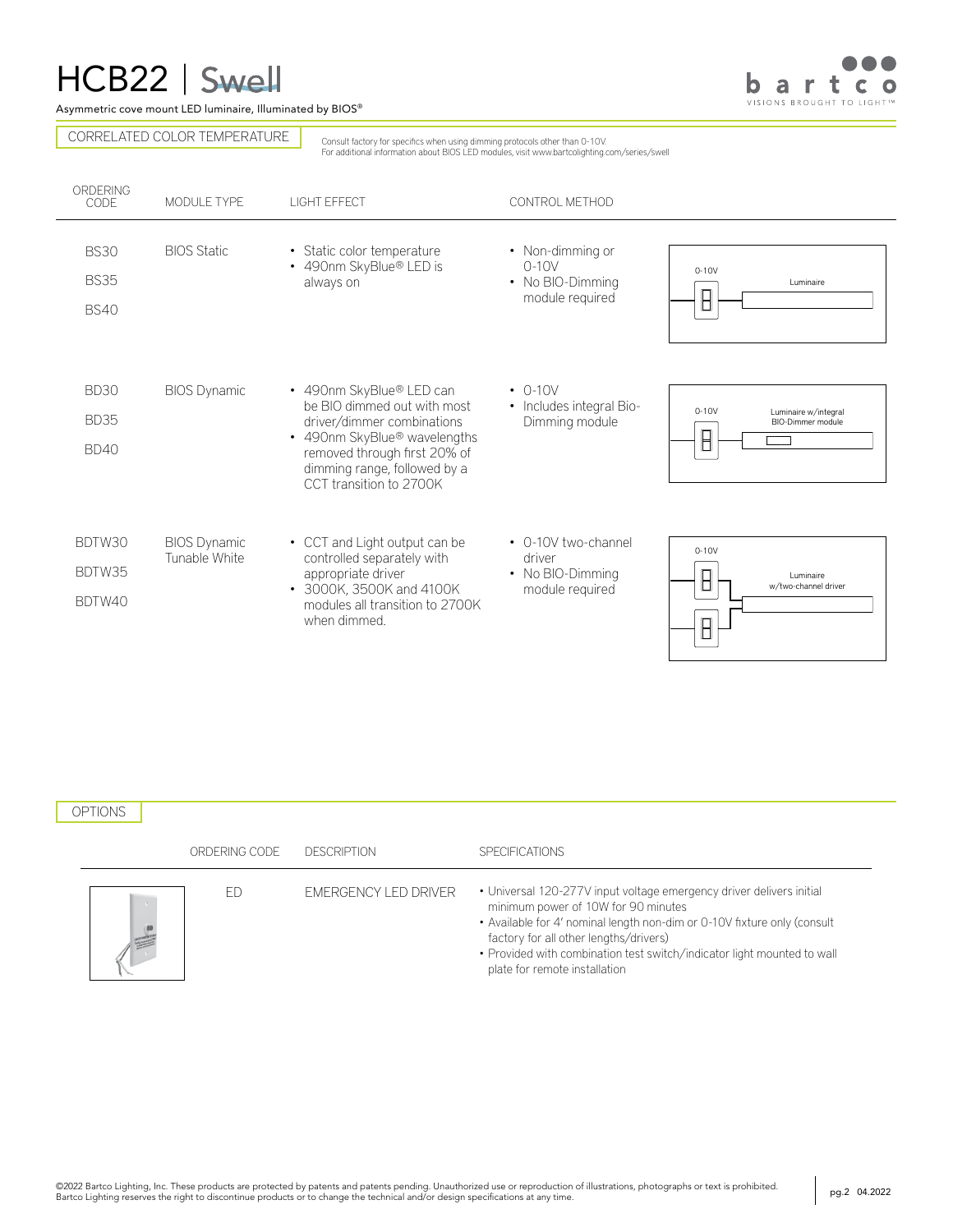# HCB22 | Swell

Asymmetric cove mount LED luminaire, Illuminated by BIOS®

## CORRELATED COLOR TEMPERATURE

Consult factory for specifics when using dimming protocols other than 0-10V.
For additional information about BIOS LED modules, visit www.bartcolighting.com/series/swell

| ORDERING CODE | MODULE TYPE | LIGHT EFFECT | CONTROL METHOD |
|---|---|---|---|
| BS30<br>BS35<br>BS40 | BIOS Static | • Static color temperature<br>• 490nm SkyBlue® LED is always on | • Non-dimming or 0-10V<br>• No BIO-Dimming module required |
| BD30<br>BD35<br>BD40 | BIOS Dynamic | • 490nm SkyBlue® LED can be BIO dimmed out with most driver/dimmer combinations<br>• 490nm SkyBlue® wavelengths removed through first 20% of dimming range, followed by a CCT transition to 2700K | • 0-10V<br>• Includes integral Bio-Dimming module |
| BDTW30<br>BDTW35<br>BDTW40 | BIOS Dynamic Tunable White | • CCT and Light output can be controlled separately with appropriate driver<br>• 3000K, 3500K and 4100K modules all transition to 2700K when dimmed. | • 0-10V two-channel driver<br>• No BIO-Dimming module required |

## OPTIONS

| ORDERING CODE | DESCRIPTION | SPECIFICATIONS |
|---|---|---|
| ED | EMERGENCY LED DRIVER | • Universal 120-277V input voltage emergency driver delivers initial minimum power of 10W for 90 minutes<br>• Available for 4' nominal length non-dim or 0-10V fixture only (consult factory for all other lengths/drivers)<br>• Provided with combination test switch/indicator light mounted to wall plate for remote installation |

©2022 Bartco Lighting, Inc. These products are protected by patents and patents pending. Unauthorized use or reproduction of illustrations, photographs or text is prohibited.
Bartco Lighting reserves the right to discontinue products or to change the technical and/or design specifications at any time.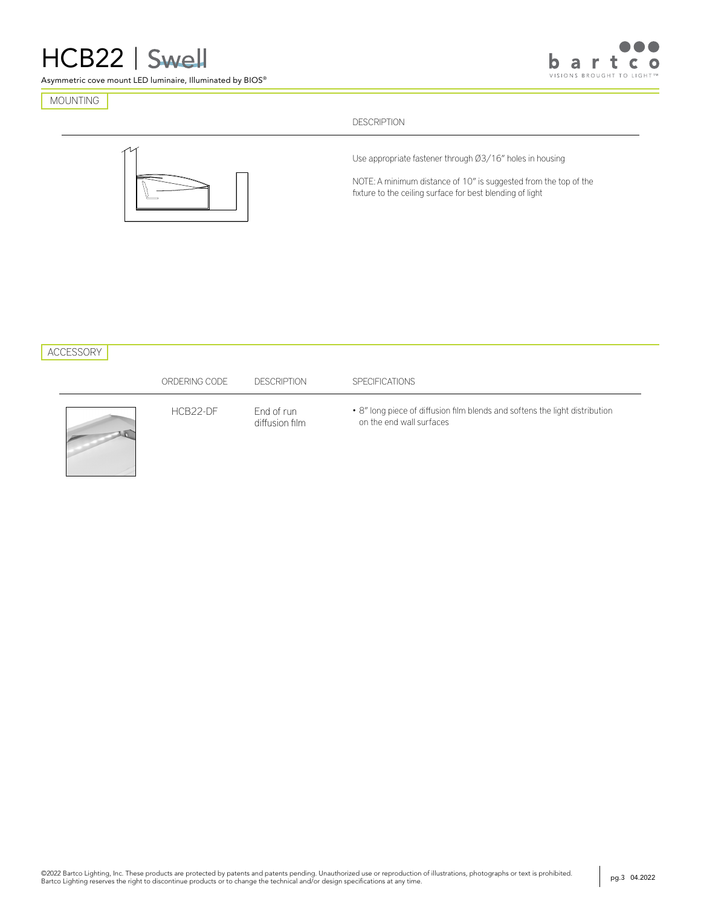# HCB22 | Swell

Asymmetric cove mount LED luminaire, Illuminated by BIOS®

## MOUNTING

DESCRIPTION

Use appropriate fastener through Ø3/16" holes in housing

NOTE: A minimum distance of 10" is suggested from the top of the fixture to the ceiling surface for best blending of light

## ACCESSORY

| ORDERING CODE | DESCRIPTION | SPECIFICATIONS |
|---|---|---|
| HCB22-DF | End of run diffusion film | • 8" long piece of diffusion film blends and softens the light distribution on the end wall surfaces |

©2022 Bartco Lighting, Inc. These products are protected by patents and patents pending. Unauthorized use or reproduction of illustrations, photographs or text is prohibited. Bartco Lighting reserves the right to discontinue products or to change the technical and/or design specifications at any time.

04.2022